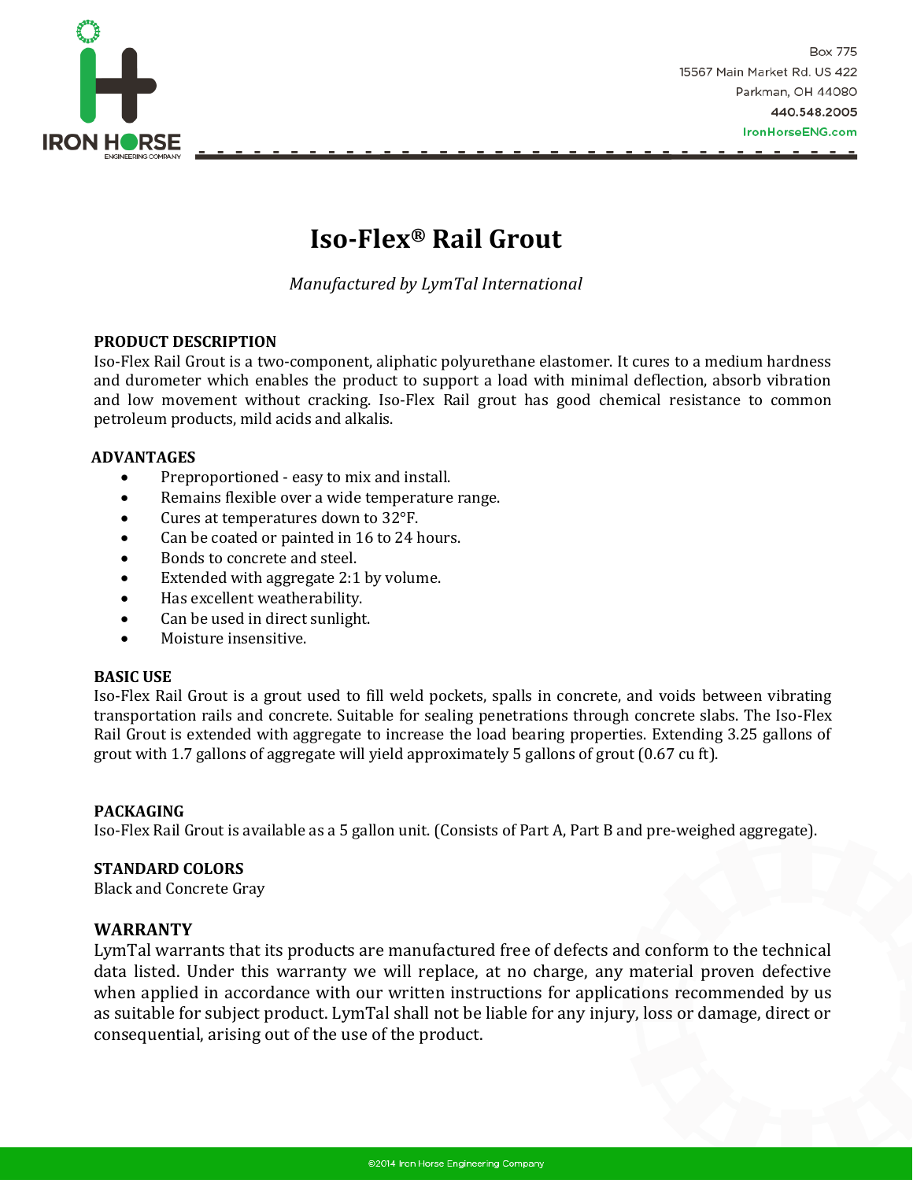IRON HORSE
ENGINEERING COMPANY

Box 775
15567 Main Market Rd. US 422
Parkman, OH 44080
440.548.2005
IronHorseENG.com

# Iso-Flex® Rail Grout

*Manufactured by LymTal International*

## PRODUCT DESCRIPTION

Iso-Flex Rail Grout is a two-component, aliphatic polyurethane elastomer. It cures to a medium hardness and durometer which enables the product to support a load with minimal deflection, absorb vibration and low movement without cracking. Iso-Flex Rail grout has good chemical resistance to common petroleum products, mild acids and alkalis.

## ADVANTAGES

- Preproportioned - easy to mix and install.
- Remains flexible over a wide temperature range.
- Cures at temperatures down to 32°F.
- Can be coated or painted in 16 to 24 hours.
- Bonds to concrete and steel.
- Extended with aggregate 2:1 by volume.
- Has excellent weatherability.
- Can be used in direct sunlight.
- Moisture insensitive.

## BASIC USE

Iso-Flex Rail Grout is a grout used to fill weld pockets, spalls in concrete, and voids between vibrating transportation rails and concrete. Suitable for sealing penetrations through concrete slabs. The Iso-Flex Rail Grout is extended with aggregate to increase the load bearing properties. Extending 3.25 gallons of grout with 1.7 gallons of aggregate will yield approximately 5 gallons of grout (0.67 cu ft).

## PACKAGING

Iso-Flex Rail Grout is available as a 5 gallon unit. (Consists of Part A, Part B and pre-weighed aggregate).

## STANDARD COLORS

Black and Concrete Gray

## WARRANTY

LymTal warrants that its products are manufactured free of defects and conform to the technical data listed. Under this warranty we will replace, at no charge, any material proven defective when applied in accordance with our written instructions for applications recommended by us as suitable for subject product. LymTal shall not be liable for any injury, loss or damage, direct or consequential, arising out of the use of the product.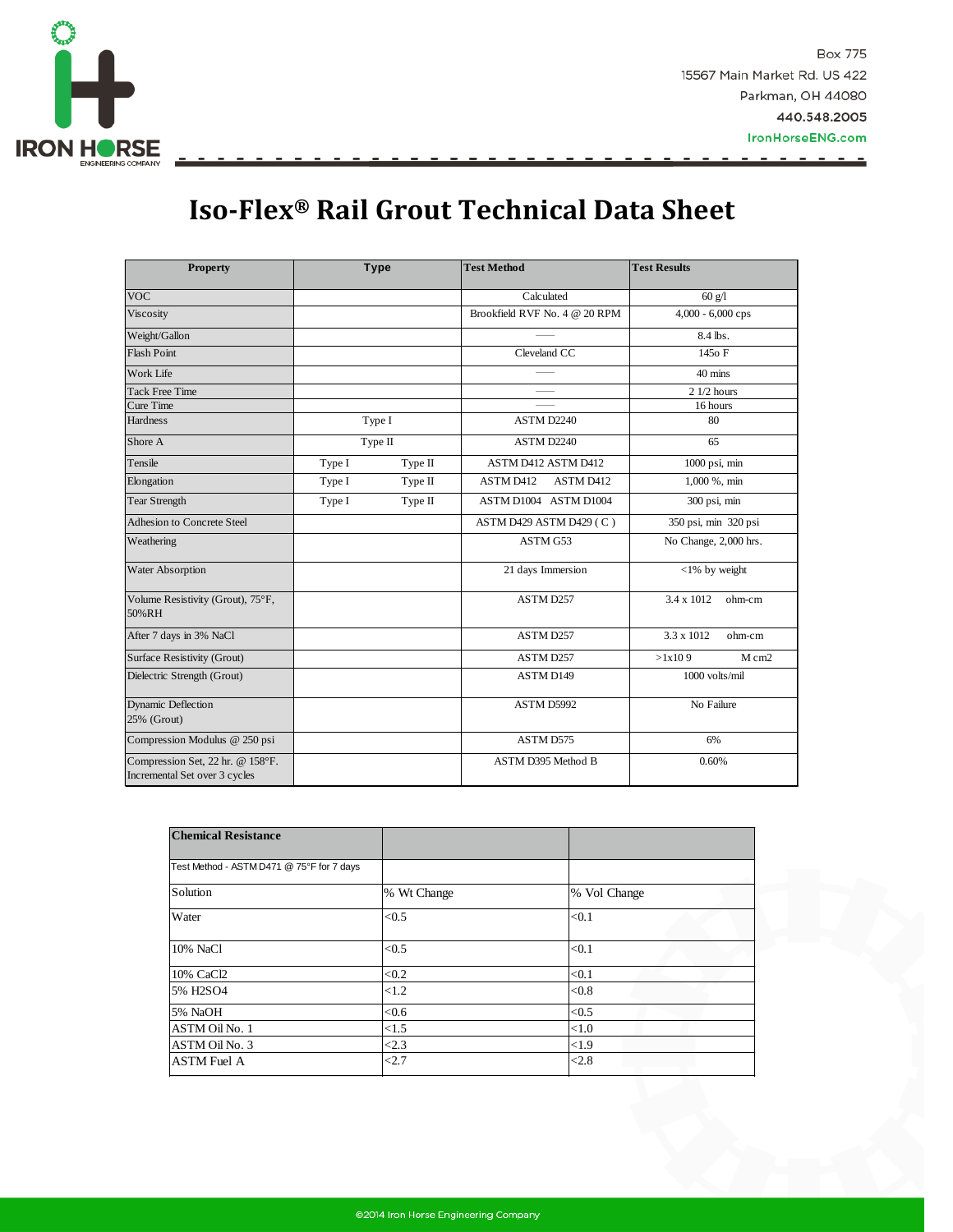Box 775
15567 Main Market Rd. US 422
Parkman, OH 44080
440.548.2005
IronHorseENG.com

# Iso-Flex® Rail Grout Technical Data Sheet

| Property | Type | Test Method | Test Results |
|---|---|---|---|
| VOC | | Calculated | 60 g/l |
| Viscosity | | Brookfield RVF No. 4 @ 20 RPM | 4,000 - 6,000 cps |
| Weight/Gallon | | —— | 8.4 lbs. |
| Flash Point | | Cleveland CC | 145o F |
| Work Life | | —— | 40 mins |
| Tack Free Time | | —— | 2 1/2 hours |
| Cure Time | | —— | 16 hours |
| Hardness | Type I | ASTM D2240 | 80 |
| Shore A | Type II | ASTM D2240 | 65 |
| Tensile | Type I Type II | ASTM D412 ASTM D412 | 1000 psi, min |
| Elongation | Type I Type II | ASTM D412 ASTM D412 | 1,000 %, min |
| Tear Strength | Type I Type II | ASTM D1004 ASTM D1004 | 300 psi, min |
| Adhesion to Concrete Steel | | ASTM D429 ASTM D429 ( C ) | 350 psi, min 320 psi |
| Weathering | | ASTM G53 | No Change, 2,000 hrs. |
| Water Absorption | | 21 days Immersion | <1% by weight |
| Volume Resistivity (Grout), 75°F, 50%RH | | ASTM D257 | 3.4 x 1012 ohm-cm |
| After 7 days in 3% NaCl | | ASTM D257 | 3.3 x 1012 ohm-cm |
| Surface Resistivity (Grout) | | ASTM D257 | >1x10 9 M cm2 |
| Dielectric Strength (Grout) | | ASTM D149 | 1000 volts/mil |
| Dynamic Deflection 25% (Grout) | | ASTM D5992 | No Failure |
| Compression Modulus @ 250 psi | | ASTM D575 | 6% |
| Compression Set, 22 hr. @ 158°F. Incremental Set over 3 cycles | | ASTM D395 Method B | 0.60% |

| Chemical Resistance | | |
|---|---|---|
| Test Method - ASTM D471 @ 75°F for 7 days | | |
| Solution | % Wt Change | % Vol Change |
| Water | <0.5 | <0.1 |
| 10% NaCl | <0.5 | <0.1 |
| 10% CaCl2 | <0.2 | <0.1 |
| 5% H2SO4 | <1.2 | <0.8 |
| 5% NaOH | <0.6 | <0.5 |
| ASTM Oil No. 1 | <1.5 | <1.0 |
| ASTM Oil No. 3 | <2.3 | <1.9 |
| ASTM Fuel A | <2.7 | <2.8 |

©2014 Iron Horse Engineering Company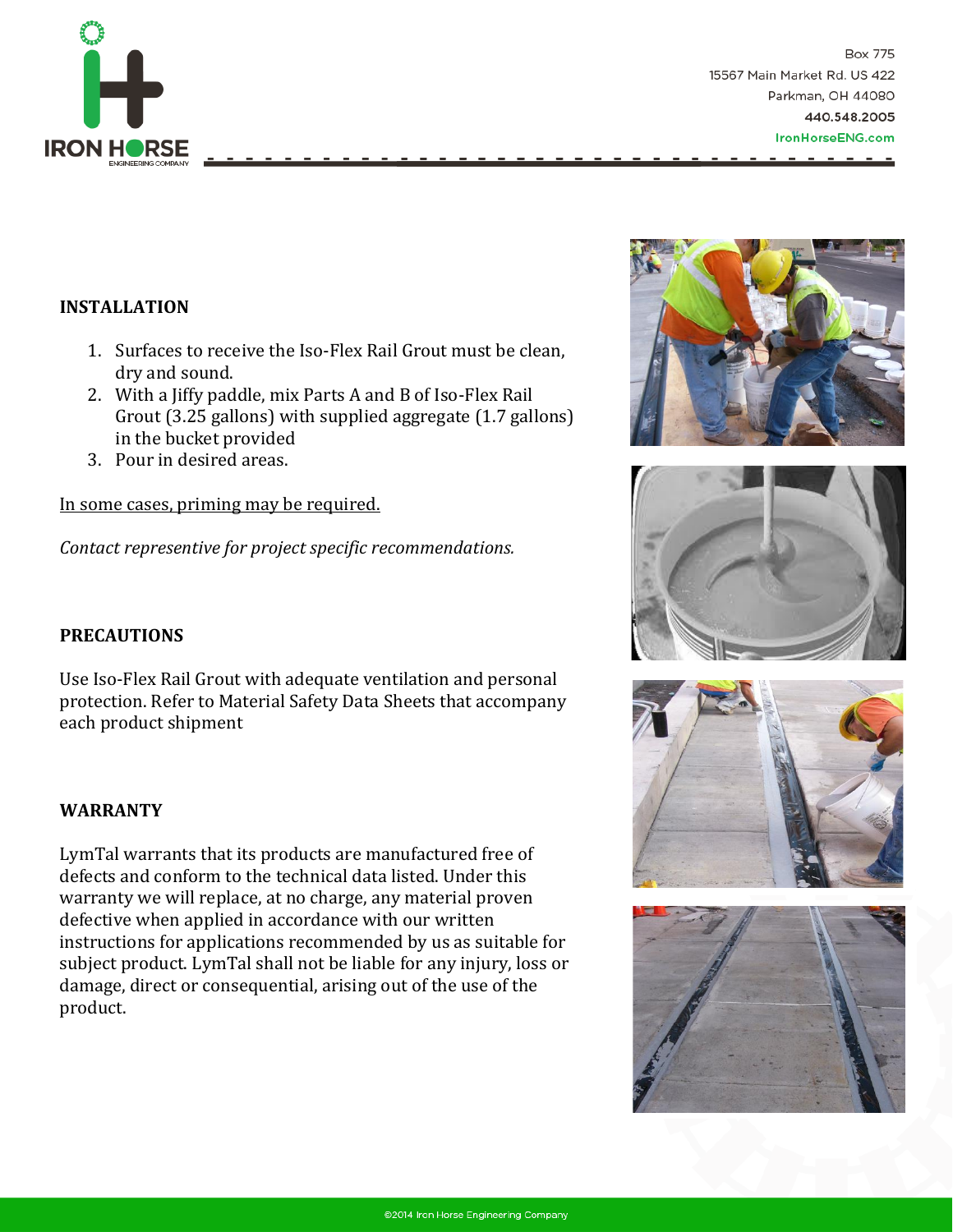## INSTALLATION

1. Surfaces to receive the Iso-Flex Rail Grout must be clean, dry and sound.
2. With a Jiffy paddle, mix Parts A and B of Iso-Flex Rail Grout (3.25 gallons) with supplied aggregate (1.7 gallons) in the bucket provided
3. Pour in desired areas.

<u>In some cases, priming may be required.</u>

*Contact representive for project specific recommendations.*

## PRECAUTIONS

Use Iso-Flex Rail Grout with adequate ventilation and personal protection. Refer to Material Safety Data Sheets that accompany each product shipment

## WARRANTY

LymTal warrants that its products are manufactured free of defects and conform to the technical data listed. Under this warranty we will replace, at no charge, any material proven defective when applied in accordance with our written instructions for applications recommended by us as suitable for subject product. LymTal shall not be liable for any injury, loss or damage, direct or consequential, arising out of the use of the product.